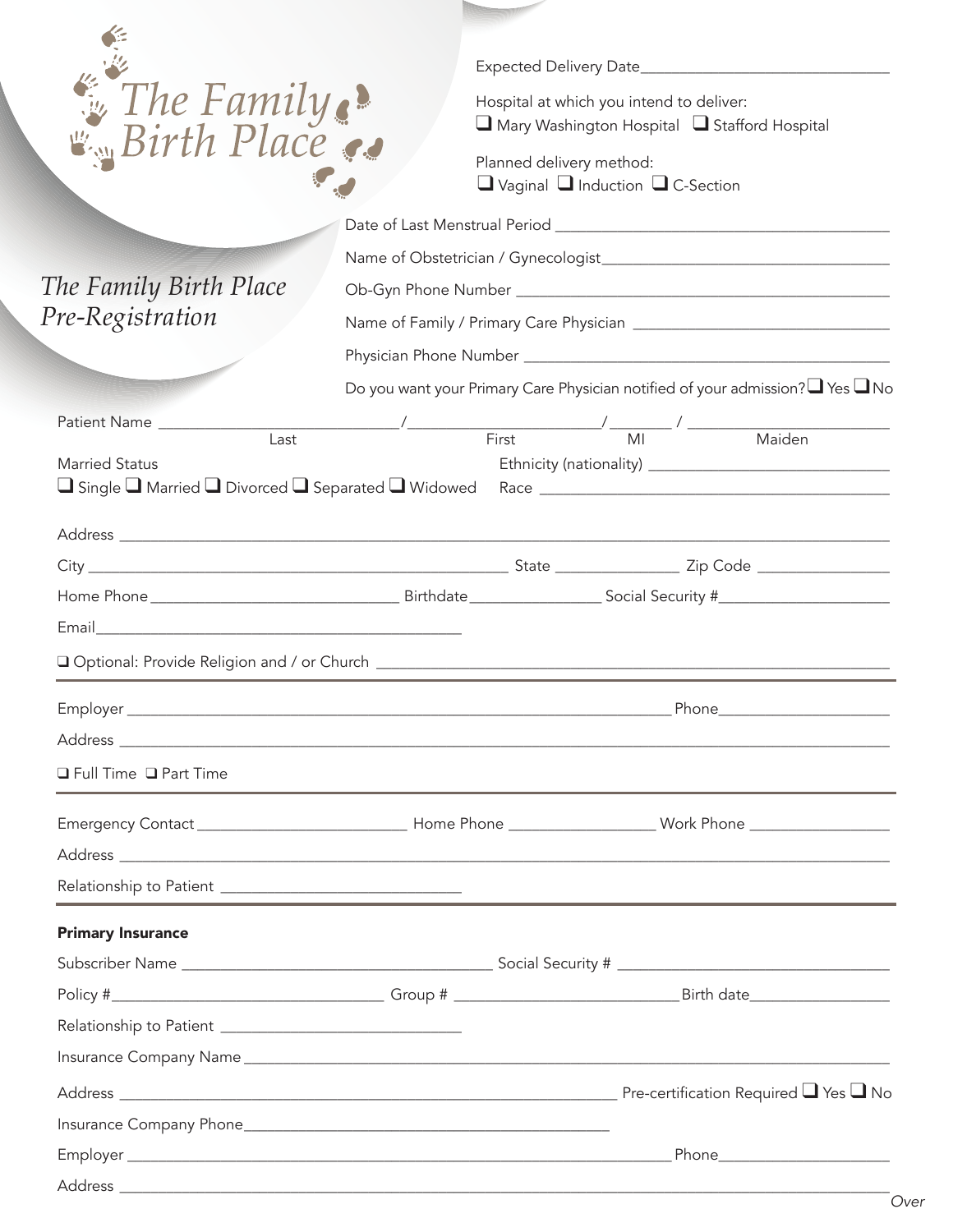# The Family Birth Place

## The Family Birth Place Pre-Registration

Expected Delivery Date ______________________________

Hospital at which you intend to deliver:
❑ Mary Washington Hospital ❑ Stafford Hospital

Planned delivery method:
❑ Vaginal ❑ Induction ❑ C-Section

Date of Last Menstrual Period ______________________________

Name of Obstetrician / Gynecologist ______________________________

Ob-Gyn Phone Number ______________________________

Name of Family / Primary Care Physician ______________________________

Physician Phone Number ______________________________

Do you want your Primary Care Physician notified of your admission? ❑ Yes ❑ No

Patient Name ______________ / ______________ / ______ / ______________
Last / First / MI / Maiden

Married Status
❑ Single ❑ Married ❑ Divorced ❑ Separated ❑ Widowed

Ethnicity (nationality) ______________________________

Race ______________________________

Address ______________________________

City ______________________________ State ______________ Zip Code ______________

Home Phone ______________ Birthdate ______________ Social Security # ______________

Email ______________________________

❑ Optional: Provide Religion and / or Church ______________________________

---

Employer ______________________________ Phone ______________

Address ______________________________

❑ Full Time ❑ Part Time

---

Emergency Contact ______________ Home Phone ______________ Work Phone ______________

Address ______________________________

Relationship to Patient ______________________________

---

**Primary Insurance**

Subscriber Name ______________________________ Social Security # ______________

Policy # ______________ Group # ______________ Birth date ______________

Relationship to Patient ______________________________

Insurance Company Name ______________________________

Address ______________________________ Pre-certification Required ❑ Yes ❑ No

Insurance Company Phone ______________________________

Employer ______________________________ Phone ______________

Address ______________________________

*Over*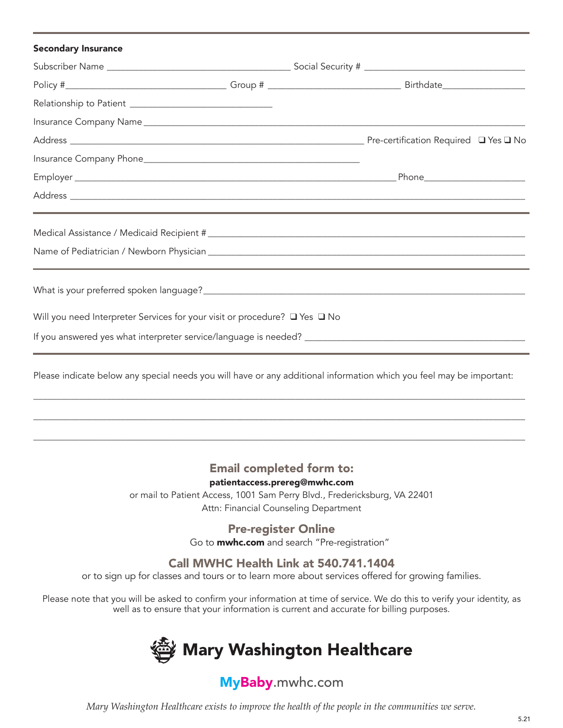**Secondary Insurance**

Subscriber Name ______________________________ Social Security # ______________________________

Policy #______________________________ Group # ______________________________ Birthdate______________

Relationship to Patient ______________________________

Insurance Company Name ______________________________________________________________

Address ______________________________________________________ Pre-certification Required ❑ Yes ❑ No

Insurance Company Phone______________________________________

Employer ______________________________________________________ Phone__________________

Address ______________________________________________________________________

Medical Assistance / Medicaid Recipient # ______________________________________________________

Name of Pediatrician / Newborn Physician ______________________________________________________

What is your preferred spoken language?______________________________________________________

Will you need Interpreter Services for your visit or procedure? ❑ Yes ❑ No

If you answered yes what interpreter service/language is needed? ______________________________________

Please indicate below any special needs you will have or any additional information which you feel may be important:

______________________________________________________________________________

______________________________________________________________________________

______________________________________________________________________________

## Email completed form to:

**patientaccess.prereg@mwhc.com**

or mail to Patient Access, 1001 Sam Perry Blvd., Fredericksburg, VA 22401

Attn: Financial Counseling Department

## Pre-register Online

Go to **mwhc.com** and search "Pre-registration"

## Call MWHC Health Link at 540.741.1404

or to sign up for classes and tours or to learn more about services offered for growing families.

Please note that you will be asked to confirm your information at time of service. We do this to verify your identity, as well as to ensure that your information is current and accurate for billing purposes.

**Mary Washington Healthcare**

**MyBaby**.mwhc.com

*Mary Washington Healthcare exists to improve the health of the people in the communities we serve.*

5.21